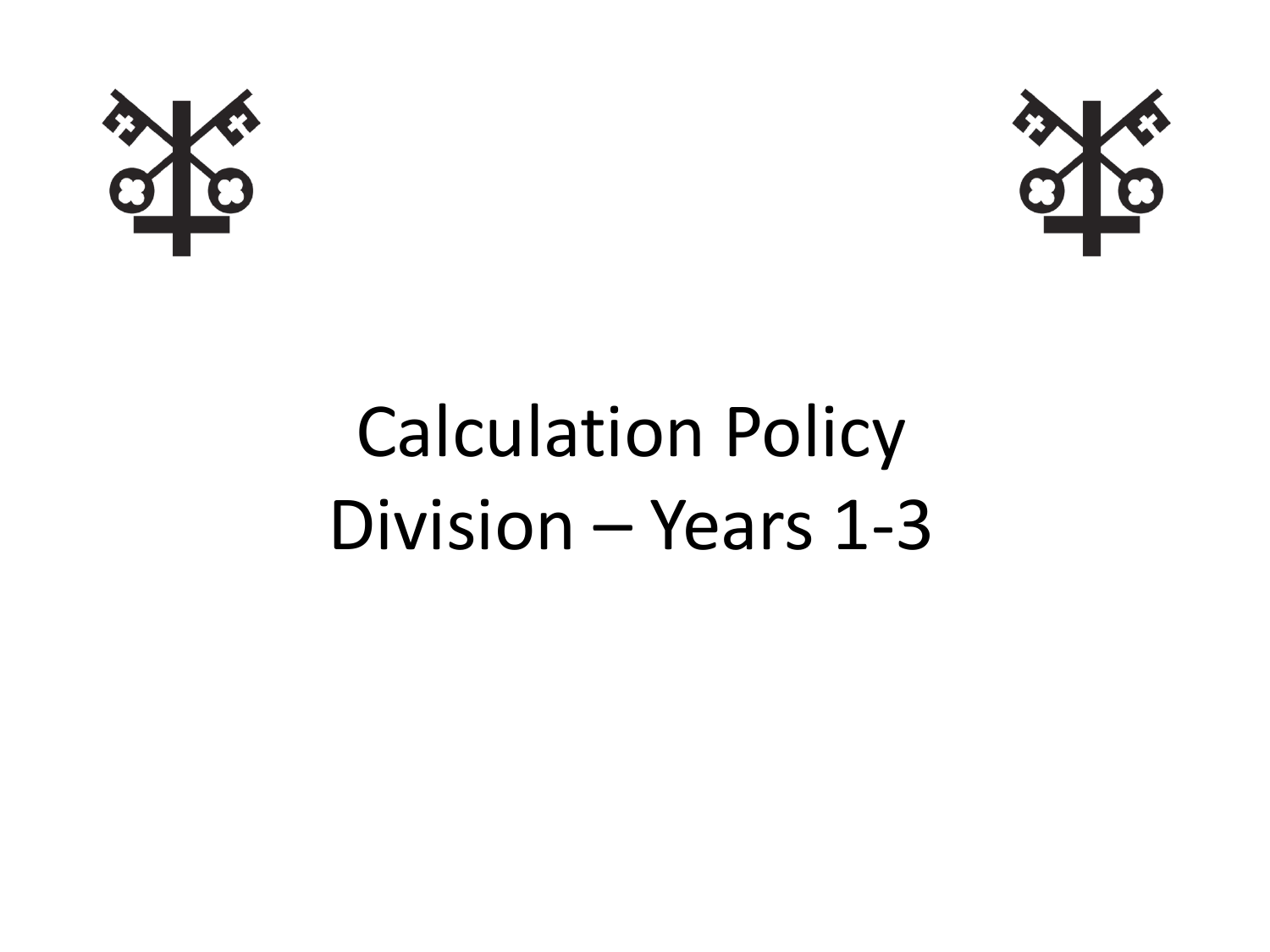# Calculation Policy
# Division – Years 1-3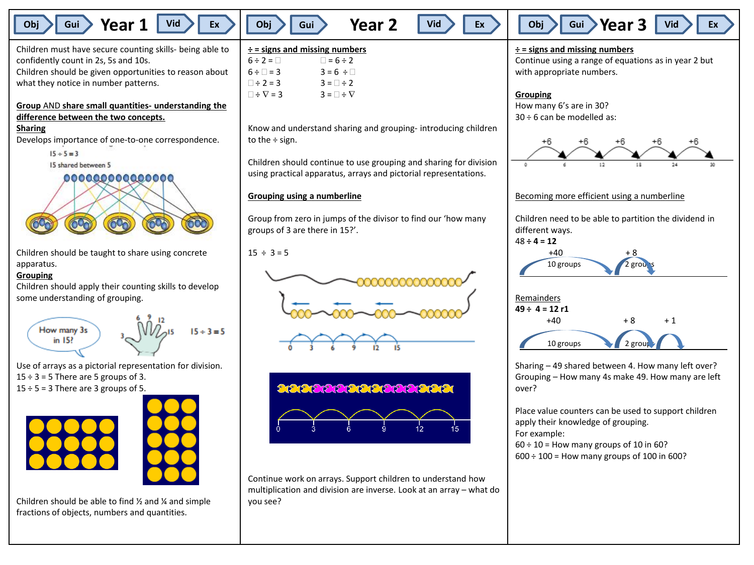## Year 1

Obj | Gui | Vid | Ex

Children must have secure counting skills- being able to confidently count in 2s, 5s and 10s.
Children should be given opportunities to reason about what they notice in number patterns.

**Group AND share small quantities- understanding the difference between the two concepts.**

**Sharing**
Develops importance of one-to-one correspondence.

15 ÷ 5 = 3
15 shared between 5

Children should be taught to share using concrete apparatus.

**Grouping**
Children should apply their counting skills to develop some understanding of grouping.

How many 3s in 15?

3 6 9 12 15

15 ÷ 3 = 5

Use of arrays as a pictorial representation for division.
15 ÷ 3 = 5 There are 5 groups of 3.
15 ÷ 5 = 3 There are 3 groups of 5.

Children should be able to find ½ and ¼ and simple fractions of objects, numbers and quantities.

## Year 2

Obj | Gui | Vid | Ex

**÷ = signs and missing numbers**

| | |
|---|---|
| 6 ÷ 2 = □ | □ = 6 ÷ 2 |
| 6 ÷ □ = 3 | 3 = 6 ÷ □ |
| □ ÷ 2 = 3 | 3 = □ ÷ 2 |
| □ ÷ ∇ = 3 | 3 = □ ÷ ∇ |

Know and understand sharing and grouping- introducing children to the ÷ sign.

Children should continue to use grouping and sharing for division using practical apparatus, arrays and pictorial representations.

**Grouping using a numberline**

Group from zero in jumps of the divisor to find our 'how many groups of 3 are there in 15?'.

15 ÷ 3 = 5

0 3 6 9 12 15

0 3 6 9 12 15

Continue work on arrays. Support children to understand how multiplication and division are inverse. Look at an array – what do you see?

## Year 3

Obj | Gui | Vid | Ex

**÷ = signs and missing numbers**
Continue using a range of equations as in year 2 but with appropriate numbers.

**Grouping**
How many 6's are in 30?
30 ÷ 6 can be modelled as:

+6 +6 +6 +6 +6

0 6 12 18 24 30

Becoming more efficient using a numberline

Children need to be able to partition the dividend in different ways.
**48 ÷ 4 = 12**

+40 (10 groups) + 8 (2 groups)

Remainders
**49 ÷ 4 = 12 r1**

+40 (10 groups) + 8 (2 groups) + 1

Sharing – 49 shared between 4. How many left over?
Grouping – How many 4s make 49. How many are left over?

Place value counters can be used to support children apply their knowledge of grouping.
For example:
60 ÷ 10 = How many groups of 10 in 60?
600 ÷ 100 = How many groups of 100 in 600?